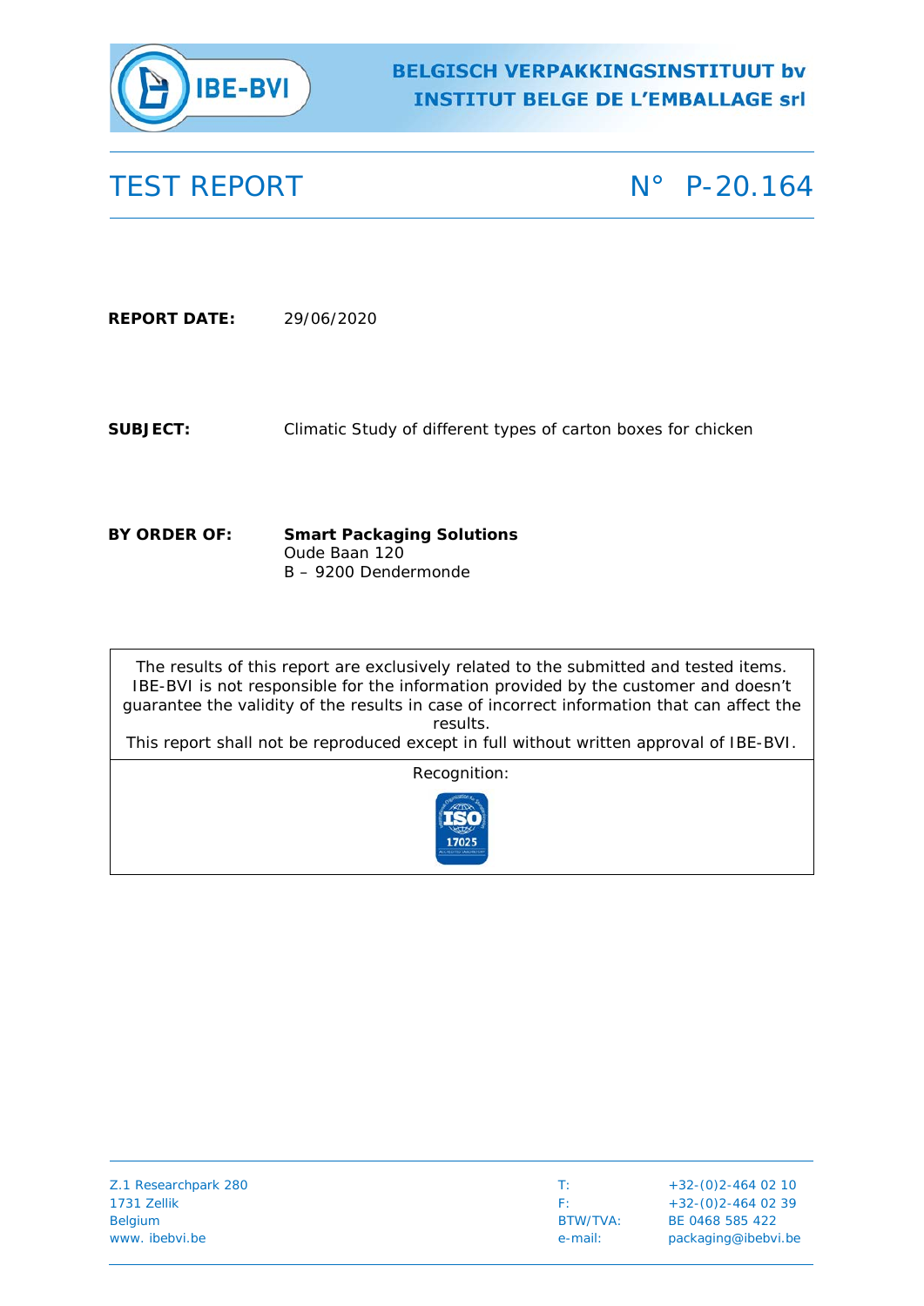**BELGISCH VERPAKKINGSINSTITUUT bv**
**INSTITUT BELGE DE L'EMBALLAGE srl**

# TEST REPORT N° P-20.164

**REPORT DATE:** 29/06/2020

**SUBJECT:** Climatic Study of different types of carton boxes for chicken

**BY ORDER OF:** **Smart Packaging Solutions**
Oude Baan 120
B – 9200 Dendermonde

| The results of this report are exclusively related to the submitted and tested items. IBE-BVI is not responsible for the information provided by the customer and doesn't guarantee the validity of the results in case of incorrect information that can affect the results. This report shall not be reproduced except in full without written approval of IBE-BVI. |
|---|
| Recognition: ISO 17025 |

Z.1 Researchpark 280
1731 Zellik
Belgium
www. ibebvi.be

T: +32-(0)2-464 02 10
F: +32-(0)2-464 02 39
BTW/TVA: BE 0468 585 422
e-mail: packaging@ibebvi.be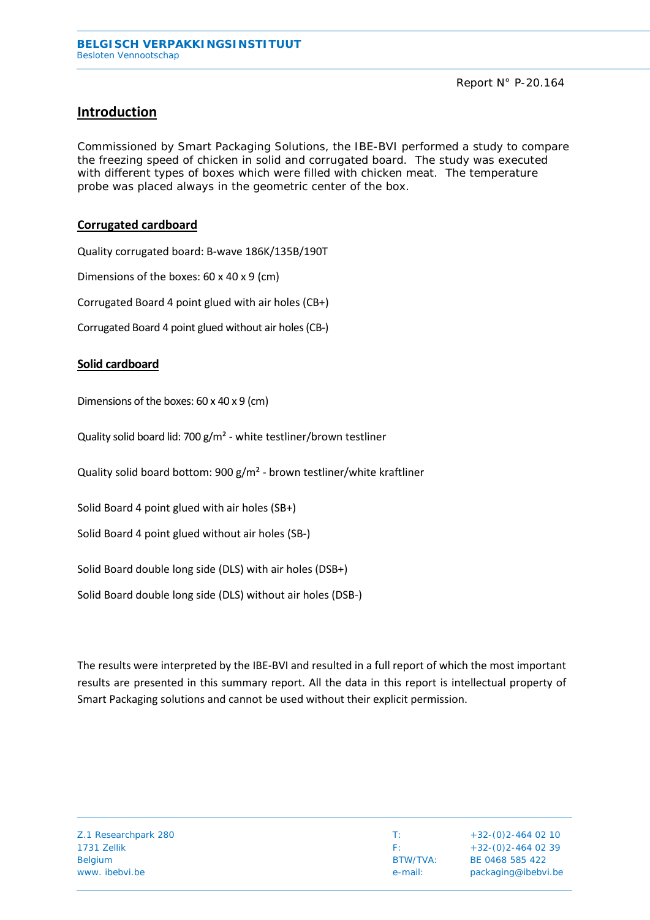Report N° P-20.164

## Introduction

Commissioned by Smart Packaging Solutions, the IBE-BVI performed a study to compare the freezing speed of chicken in solid and corrugated board. The study was executed with different types of boxes which were filled with chicken meat. The temperature probe was placed always in the geometric center of the box.

### Corrugated cardboard

Quality corrugated board: B-wave 186K/135B/190T

Dimensions of the boxes: 60 x 40 x 9 (cm)

Corrugated Board 4 point glued with air holes (CB+)

Corrugated Board 4 point glued without air holes (CB-)

### Solid cardboard

Dimensions of the boxes: 60 x 40 x 9 (cm)

Quality solid board lid: 700 g/m² - white testliner/brown testliner

Quality solid board bottom: 900 g/m² - brown testliner/white kraftliner

Solid Board 4 point glued with air holes (SB+)

Solid Board 4 point glued without air holes (SB-)

Solid Board double long side (DLS) with air holes (DSB+)

Solid Board double long side (DLS) without air holes (DSB-)

The results were interpreted by the IBE-BVI and resulted in a full report of which the most important results are presented in this summary report. All the data in this report is intellectual property of Smart Packaging solutions and cannot be used without their explicit permission.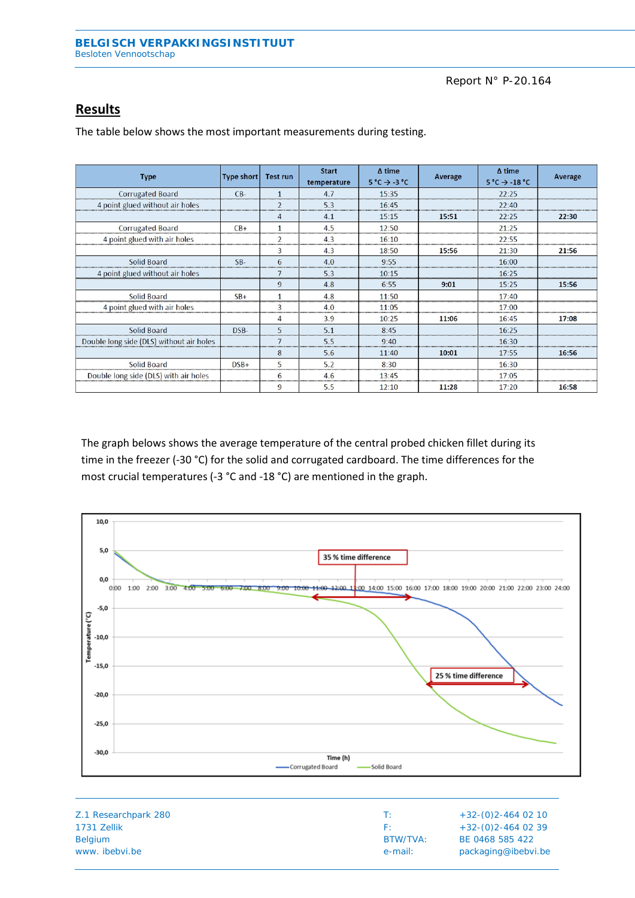## Results

The table below shows the most important measurements during testing.

| Type | Type short | Test run | Start temperature | Δ time 5 °C → -3 °C | Average | Δ time 5 °C → -18 °C | Average |
|---|---|---|---|---|---|---|---|
| Corrugated Board | CB- | 1 | 4.7 | 15:35 | | 22:25 | |
| 4 point glued without air holes | | 2 | 5.3 | 16:45 | | 22:40 | |
| | | 4 | 4.1 | 15:15 | **15:51** | 22:25 | **22:30** |
| Corrugated Board | CB+ | 1 | 4.5 | 12:50 | | 21:25 | |
| 4 point glued with air holes | | 2 | 4.3 | 16:10 | | 22:55 | |
| | | 3 | 4.3 | 18:50 | **15:56** | 21:30 | **21:56** |
| Solid Board | SB- | 6 | 4.0 | 9:55 | | 16:00 | |
| 4 point glued without air holes | | 7 | 5.3 | 10:15 | | 16:25 | |
| | | 9 | 4.8 | 6:55 | **9:01** | 15:25 | **15:56** |
| Solid Board | SB+ | 1 | 4.8 | 11:50 | | 17:40 | |
| 4 point glued with air holes | | 3 | 4.0 | 11:05 | | 17:00 | |
| | | 4 | 3.9 | 10:25 | **11:06** | 16:45 | **17:08** |
| Solid Board | DSB- | 5 | 5.1 | 8:45 | | 16:25 | |
| Double long side (DLS) without air holes | | 7 | 5.5 | 9:40 | | 16:30 | |
| | | 8 | 5.6 | 11:40 | **10:01** | 17:55 | **16:56** |
| Solid Board | DSB+ | 5 | 5.2 | 8:30 | | 16:30 | |
| Double long side (DLS) with air holes | | 6 | 4.6 | 13:45 | | 17:05 | |
| | | 9 | 5.5 | 12:10 | **11:28** | 17:20 | **16:58** |

The graph belows shows the average temperature of the central probed chicken fillet during its time in the freezer (-30 °C) for the solid and corrugated cardboard. The time differences for the most crucial temperatures (-3 °C and -18 °C) are mentioned in the graph.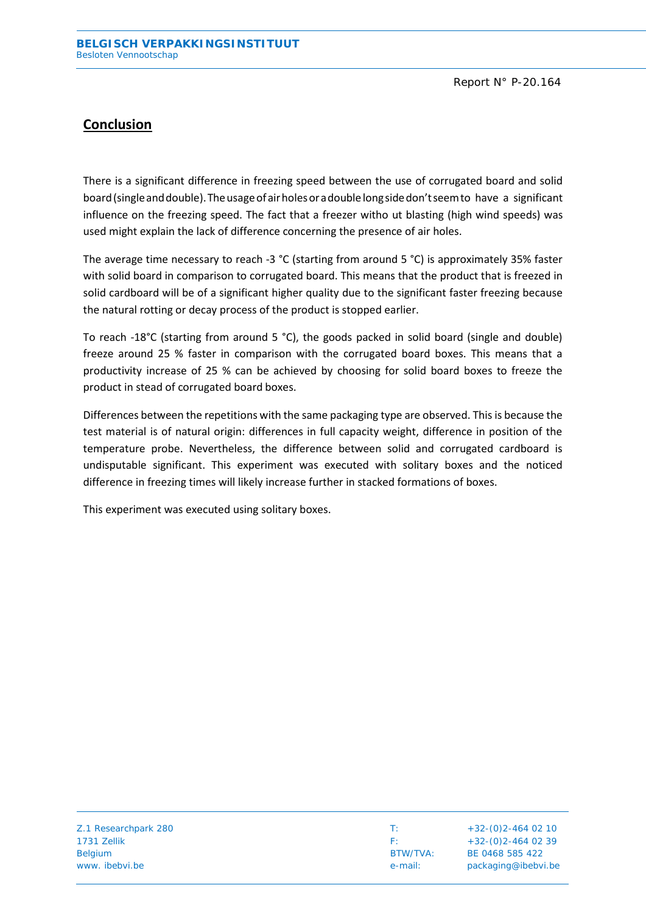## Conclusion

There is a significant difference in freezing speed between the use of corrugated board and solid board (single and double). The usage of air holes or a double long side don't seem to have a significant influence on the freezing speed. The fact that a freezer witho ut blasting (high wind speeds) was used might explain the lack of difference concerning the presence of air holes.

The average time necessary to reach -3 °C (starting from around 5 °C) is approximately 35% faster with solid board in comparison to corrugated board. This means that the product that is freezed in solid cardboard will be of a significant higher quality due to the significant faster freezing because the natural rotting or decay process of the product is stopped earlier.

To reach -18°C (starting from around 5 °C), the goods packed in solid board (single and double) freeze around 25 % faster in comparison with the corrugated board boxes. This means that a productivity increase of 25 % can be achieved by choosing for solid board boxes to freeze the product in stead of corrugated board boxes.

Differences between the repetitions with the same packaging type are observed. This is because the test material is of natural origin: differences in full capacity weight, difference in position of the temperature probe. Nevertheless, the difference between solid and corrugated cardboard is undisputable significant. This experiment was executed with solitary boxes and the noticed difference in freezing times will likely increase further in stacked formations of boxes.

This experiment was executed using solitary boxes.